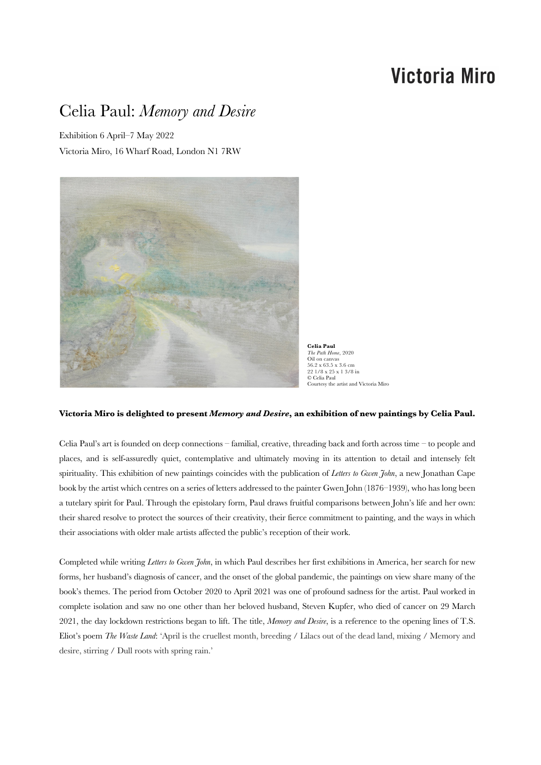Victoria Miro

# Celia Paul: *Memory and Desire*

Exhibition 6 April–7 May 2022

Victoria Miro, 16 Wharf Road, London N1 7RW

**Celia Paul**
*The Path Home*, 2020
Oil on canvas
56.2 x 63.5 x 3.6 cm
22 1/8 x 25 x 1 3/8 in
© Celia Paul
Courtesy the artist and Victoria Miro

**Victoria Miro is delighted to present *Memory and Desire*, an exhibition of new paintings by Celia Paul.**

Celia Paul's art is founded on deep connections – familial, creative, threading back and forth across time – to people and places, and is self-assuredly quiet, contemplative and ultimately moving in its attention to detail and intensely felt spirituality. This exhibition of new paintings coincides with the publication of *Letters to Gwen John*, a new Jonathan Cape book by the artist which centres on a series of letters addressed to the painter Gwen John (1876–1939), who has long been a tutelary spirit for Paul. Through the epistolary form, Paul draws fruitful comparisons between John's life and her own: their shared resolve to protect the sources of their creativity, their fierce commitment to painting, and the ways in which their associations with older male artists affected the public's reception of their work.

Completed while writing *Letters to Gwen John*, in which Paul describes her first exhibitions in America, her search for new forms, her husband's diagnosis of cancer, and the onset of the global pandemic, the paintings on view share many of the book's themes. The period from October 2020 to April 2021 was one of profound sadness for the artist. Paul worked in complete isolation and saw no one other than her beloved husband, Steven Kupfer, who died of cancer on 29 March 2021, the day lockdown restrictions began to lift. The title, *Memory and Desire*, is a reference to the opening lines of T.S. Eliot's poem *The Waste Land*: 'April is the cruellest month, breeding / Lilacs out of the dead land, mixing / Memory and desire, stirring / Dull roots with spring rain.'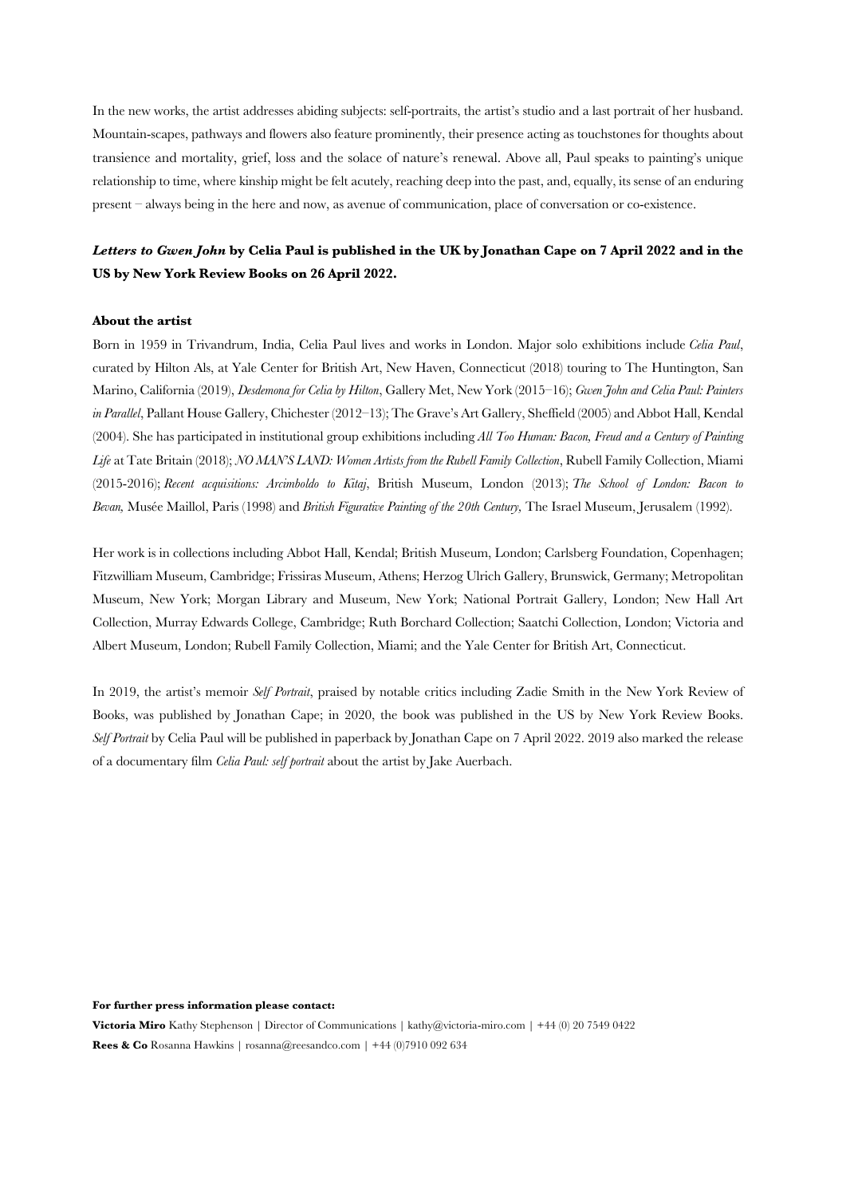In the new works, the artist addresses abiding subjects: self-portraits, the artist's studio and a last portrait of her husband. Mountain-scapes, pathways and flowers also feature prominently, their presence acting as touchstones for thoughts about transience and mortality, grief, loss and the solace of nature's renewal. Above all, Paul speaks to painting's unique relationship to time, where kinship might be felt acutely, reaching deep into the past, and, equally, its sense of an enduring present – always being in the here and now, as avenue of communication, place of conversation or co-existence.

***Letters to Gwen John* by Celia Paul is published in the UK by Jonathan Cape on 7 April 2022 and in the US by New York Review Books on 26 April 2022.**

**About the artist**

Born in 1959 in Trivandrum, India, Celia Paul lives and works in London. Major solo exhibitions include *Celia Paul*, curated by Hilton Als, at Yale Center for British Art, New Haven, Connecticut (2018) touring to The Huntington, San Marino, California (2019), *Desdemona for Celia by Hilton*, Gallery Met, New York (2015–16); *Gwen John and Celia Paul: Painters in Parallel*, Pallant House Gallery, Chichester (2012–13); The Grave's Art Gallery, Sheffield (2005) and Abbot Hall, Kendal (2004). She has participated in institutional group exhibitions including *All Too Human: Bacon, Freud and a Century of Painting Life* at Tate Britain (2018); *NO MAN'S LAND: Women Artists from the Rubell Family Collection*, Rubell Family Collection, Miami (2015-2016); *Recent acquisitions: Arcimboldo to Kitaj*, British Museum, London (2013); *The School of London: Bacon to Bevan,* Musée Maillol, Paris (1998) and *British Figurative Painting of the 20th Century,* The Israel Museum, Jerusalem (1992).

Her work is in collections including Abbot Hall, Kendal; British Museum, London; Carlsberg Foundation, Copenhagen; Fitzwilliam Museum, Cambridge; Frissiras Museum, Athens; Herzog Ulrich Gallery, Brunswick, Germany; Metropolitan Museum, New York; Morgan Library and Museum, New York; National Portrait Gallery, London; New Hall Art Collection, Murray Edwards College, Cambridge; Ruth Borchard Collection; Saatchi Collection, London; Victoria and Albert Museum, London; Rubell Family Collection, Miami; and the Yale Center for British Art, Connecticut.

In 2019, the artist's memoir *Self Portrait*, praised by notable critics including Zadie Smith in the New York Review of Books, was published by Jonathan Cape; in 2020, the book was published in the US by New York Review Books. *Self Portrait* by Celia Paul will be published in paperback by Jonathan Cape on 7 April 2022. 2019 also marked the release of a documentary film *Celia Paul: self portrait* about the artist by Jake Auerbach.

**For further press information please contact:**

**Victoria Miro** Kathy Stephenson | Director of Communications | kathy@victoria-miro.com | +44 (0) 20 7549 0422

**Rees & Co** Rosanna Hawkins | rosanna@reesandco.com | +44 (0)7910 092 634